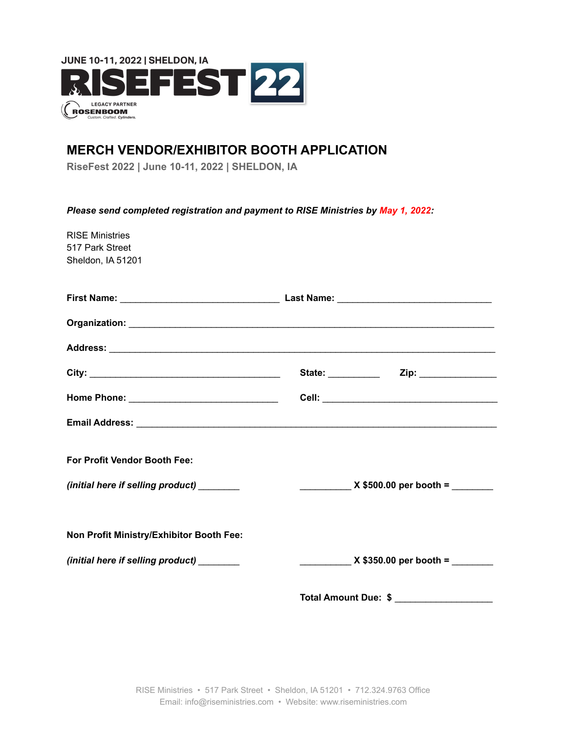JUNE 10-11, 2022 | SHELDON, IA

RISEFEST 22

LEGACY PARTNER
ROSENBOOM
Custom. Crafted. Cylinders.

# MERCH VENDOR/EXHIBITOR BOOTH APPLICATION

**RiseFest 2022 | June 10-11, 2022 | SHELDON, IA**

***Please send completed registration and payment to RISE Ministries by May 1, 2022:***

RISE Ministries
517 Park Street
Sheldon, IA 51201

**First Name:** _______________________________ **Last Name:** ______________________________

**Organization:** ________________________________________________________________________

**Address:** ____________________________________________________________________________

**City:** ______________________________________ **State:** __________ **Zip:** _______________

**Home Phone:** _____________________________ **Cell:** __________________________________

**Email Address:** _______________________________________________________________________

**For Profit Vendor Booth Fee:**

***(initial here if selling product)*** ________ __________ **X $500.00 per booth =** ________

**Non Profit Ministry/Exhibitor Booth Fee:**

***(initial here if selling product)*** ________ __________ **X $350.00 per booth =** ________

**Total Amount Due: $** ___________________

RISE Ministries • 517 Park Street • Sheldon, IA 51201 • 712.324.9763 Office
Email: info@riseministries.com • Website: www.riseministries.com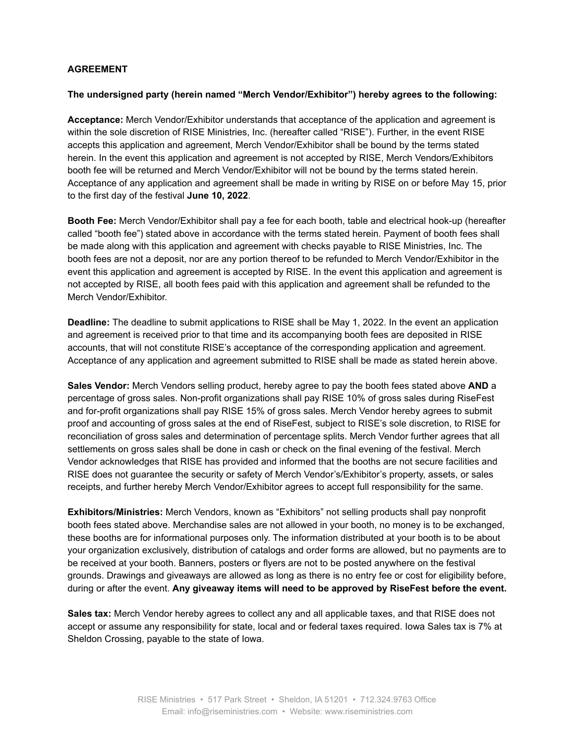**AGREEMENT**

**The undersigned party (herein named "Merch Vendor/Exhibitor") hereby agrees to the following:**

**Acceptance:** Merch Vendor/Exhibitor understands that acceptance of the application and agreement is within the sole discretion of RISE Ministries, Inc. (hereafter called "RISE"). Further, in the event RISE accepts this application and agreement, Merch Vendor/Exhibitor shall be bound by the terms stated herein. In the event this application and agreement is not accepted by RISE, Merch Vendors/Exhibitors booth fee will be returned and Merch Vendor/Exhibitor will not be bound by the terms stated herein. Acceptance of any application and agreement shall be made in writing by RISE on or before May 15, prior to the first day of the festival **June 10, 2022**.

**Booth Fee:** Merch Vendor/Exhibitor shall pay a fee for each booth, table and electrical hook-up (hereafter called "booth fee") stated above in accordance with the terms stated herein. Payment of booth fees shall be made along with this application and agreement with checks payable to RISE Ministries, Inc. The booth fees are not a deposit, nor are any portion thereof to be refunded to Merch Vendor/Exhibitor in the event this application and agreement is accepted by RISE. In the event this application and agreement is not accepted by RISE, all booth fees paid with this application and agreement shall be refunded to the Merch Vendor/Exhibitor.

**Deadline:** The deadline to submit applications to RISE shall be May 1, 2022. In the event an application and agreement is received prior to that time and its accompanying booth fees are deposited in RISE accounts, that will not constitute RISE's acceptance of the corresponding application and agreement. Acceptance of any application and agreement submitted to RISE shall be made as stated herein above.

**Sales Vendor:** Merch Vendors selling product, hereby agree to pay the booth fees stated above **AND** a percentage of gross sales. Non-profit organizations shall pay RISE 10% of gross sales during RiseFest and for-profit organizations shall pay RISE 15% of gross sales. Merch Vendor hereby agrees to submit proof and accounting of gross sales at the end of RiseFest, subject to RISE's sole discretion, to RISE for reconciliation of gross sales and determination of percentage splits. Merch Vendor further agrees that all settlements on gross sales shall be done in cash or check on the final evening of the festival. Merch Vendor acknowledges that RISE has provided and informed that the booths are not secure facilities and RISE does not guarantee the security or safety of Merch Vendor's/Exhibitor's property, assets, or sales receipts, and further hereby Merch Vendor/Exhibitor agrees to accept full responsibility for the same.

**Exhibitors/Ministries:** Merch Vendors, known as "Exhibitors" not selling products shall pay nonprofit booth fees stated above. Merchandise sales are not allowed in your booth, no money is to be exchanged, these booths are for informational purposes only. The information distributed at your booth is to be about your organization exclusively, distribution of catalogs and order forms are allowed, but no payments are to be received at your booth. Banners, posters or flyers are not to be posted anywhere on the festival grounds. Drawings and giveaways are allowed as long as there is no entry fee or cost for eligibility before, during or after the event. **Any giveaway items will need to be approved by RiseFest before the event.**

**Sales tax:** Merch Vendor hereby agrees to collect any and all applicable taxes, and that RISE does not accept or assume any responsibility for state, local and or federal taxes required. Iowa Sales tax is 7% at Sheldon Crossing, payable to the state of Iowa.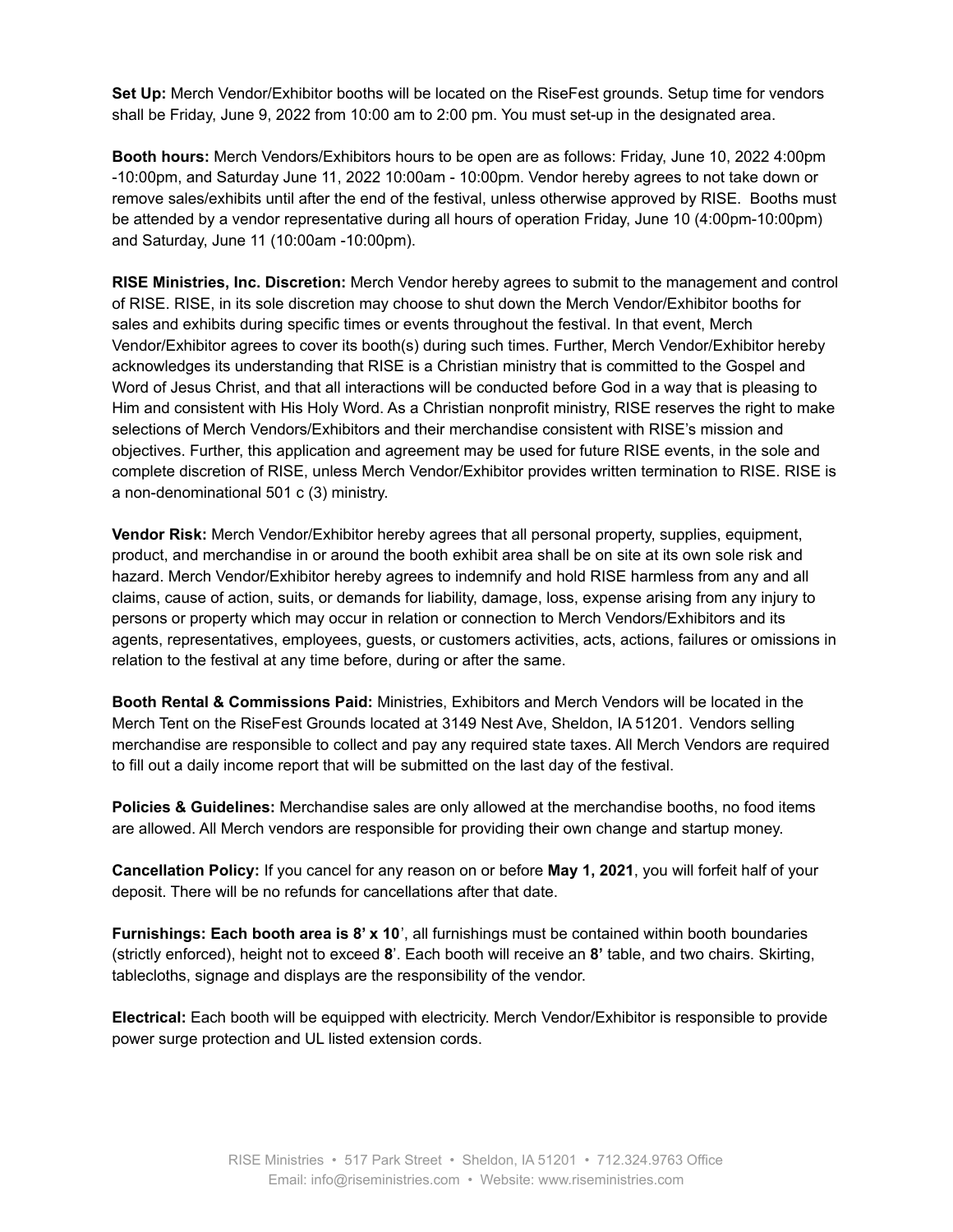**Set Up:** Merch Vendor/Exhibitor booths will be located on the RiseFest grounds. Setup time for vendors shall be Friday, June 9, 2022 from 10:00 am to 2:00 pm. You must set-up in the designated area.

**Booth hours:** Merch Vendors/Exhibitors hours to be open are as follows: Friday, June 10, 2022 4:00pm -10:00pm, and Saturday June 11, 2022 10:00am - 10:00pm. Vendor hereby agrees to not take down or remove sales/exhibits until after the end of the festival, unless otherwise approved by RISE. Booths must be attended by a vendor representative during all hours of operation Friday, June 10 (4:00pm-10:00pm) and Saturday, June 11 (10:00am -10:00pm).

**RISE Ministries, Inc. Discretion:** Merch Vendor hereby agrees to submit to the management and control of RISE. RISE, in its sole discretion may choose to shut down the Merch Vendor/Exhibitor booths for sales and exhibits during specific times or events throughout the festival. In that event, Merch Vendor/Exhibitor agrees to cover its booth(s) during such times. Further, Merch Vendor/Exhibitor hereby acknowledges its understanding that RISE is a Christian ministry that is committed to the Gospel and Word of Jesus Christ, and that all interactions will be conducted before God in a way that is pleasing to Him and consistent with His Holy Word. As a Christian nonprofit ministry, RISE reserves the right to make selections of Merch Vendors/Exhibitors and their merchandise consistent with RISE's mission and objectives. Further, this application and agreement may be used for future RISE events, in the sole and complete discretion of RISE, unless Merch Vendor/Exhibitor provides written termination to RISE. RISE is a non-denominational 501 c (3) ministry.

**Vendor Risk:** Merch Vendor/Exhibitor hereby agrees that all personal property, supplies, equipment, product, and merchandise in or around the booth exhibit area shall be on site at its own sole risk and hazard. Merch Vendor/Exhibitor hereby agrees to indemnify and hold RISE harmless from any and all claims, cause of action, suits, or demands for liability, damage, loss, expense arising from any injury to persons or property which may occur in relation or connection to Merch Vendors/Exhibitors and its agents, representatives, employees, guests, or customers activities, acts, actions, failures or omissions in relation to the festival at any time before, during or after the same.

**Booth Rental & Commissions Paid:** Ministries, Exhibitors and Merch Vendors will be located in the Merch Tent on the RiseFest Grounds located at 3149 Nest Ave, Sheldon, IA 51201. Vendors selling merchandise are responsible to collect and pay any required state taxes. All Merch Vendors are required to fill out a daily income report that will be submitted on the last day of the festival.

**Policies & Guidelines:** Merchandise sales are only allowed at the merchandise booths, no food items are allowed. All Merch vendors are responsible for providing their own change and startup money.

**Cancellation Policy:** If you cancel for any reason on or before **May 1, 2021**, you will forfeit half of your deposit. There will be no refunds for cancellations after that date.

**Furnishings: Each booth area is 8' x 10**', all furnishings must be contained within booth boundaries (strictly enforced), height not to exceed **8**'. Each booth will receive an **8'** table, and two chairs. Skirting, tablecloths, signage and displays are the responsibility of the vendor.

**Electrical:** Each booth will be equipped with electricity. Merch Vendor/Exhibitor is responsible to provide power surge protection and UL listed extension cords.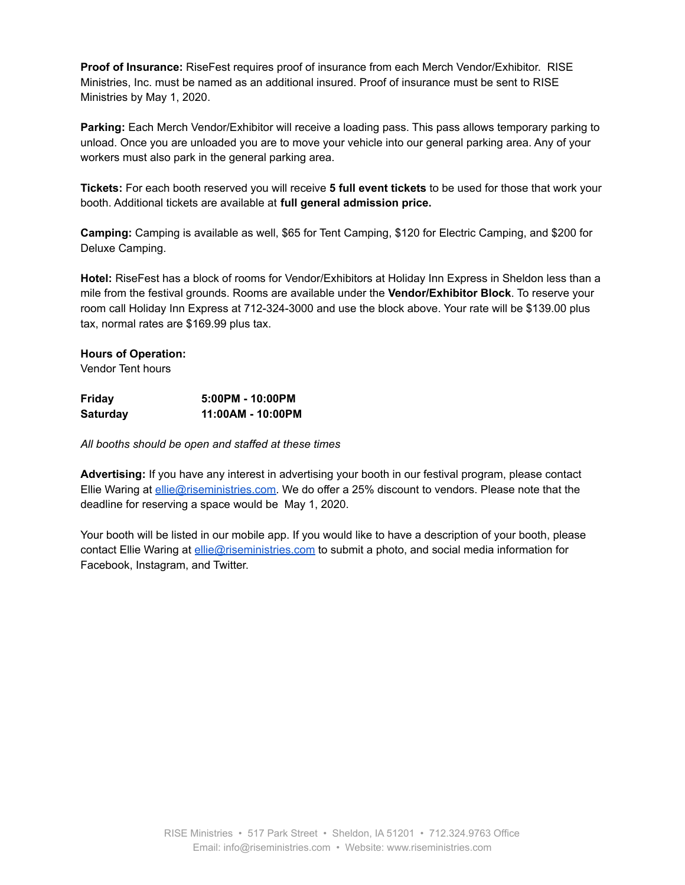**Proof of Insurance:** RiseFest requires proof of insurance from each Merch Vendor/Exhibitor. RISE Ministries, Inc. must be named as an additional insured. Proof of insurance must be sent to RISE Ministries by May 1, 2020.

**Parking:** Each Merch Vendor/Exhibitor will receive a loading pass. This pass allows temporary parking to unload. Once you are unloaded you are to move your vehicle into our general parking area. Any of your workers must also park in the general parking area.

**Tickets:** For each booth reserved you will receive **5 full event tickets** to be used for those that work your booth. Additional tickets are available at **full general admission price.**

**Camping:** Camping is available as well, $65 for Tent Camping, $120 for Electric Camping, and $200 for Deluxe Camping.

**Hotel:** RiseFest has a block of rooms for Vendor/Exhibitors at Holiday Inn Express in Sheldon less than a mile from the festival grounds. Rooms are available under the **Vendor/Exhibitor Block**. To reserve your room call Holiday Inn Express at 712-324-3000 and use the block above. Your rate will be $139.00 plus tax, normal rates are $169.99 plus tax.

**Hours of Operation:**
Vendor Tent hours

| | |
|---|---|
| **Friday** | **5:00PM - 10:00PM** |
| **Saturday** | **11:00AM - 10:00PM** |

*All booths should be open and staffed at these times*

**Advertising:** If you have any interest in advertising your booth in our festival program, please contact Ellie Waring at ellie@riseministries.com. We do offer a 25% discount to vendors. Please note that the deadline for reserving a space would be May 1, 2020.

Your booth will be listed in our mobile app. If you would like to have a description of your booth, please contact Ellie Waring at ellie@riseministries.com to submit a photo, and social media information for Facebook, Instagram, and Twitter.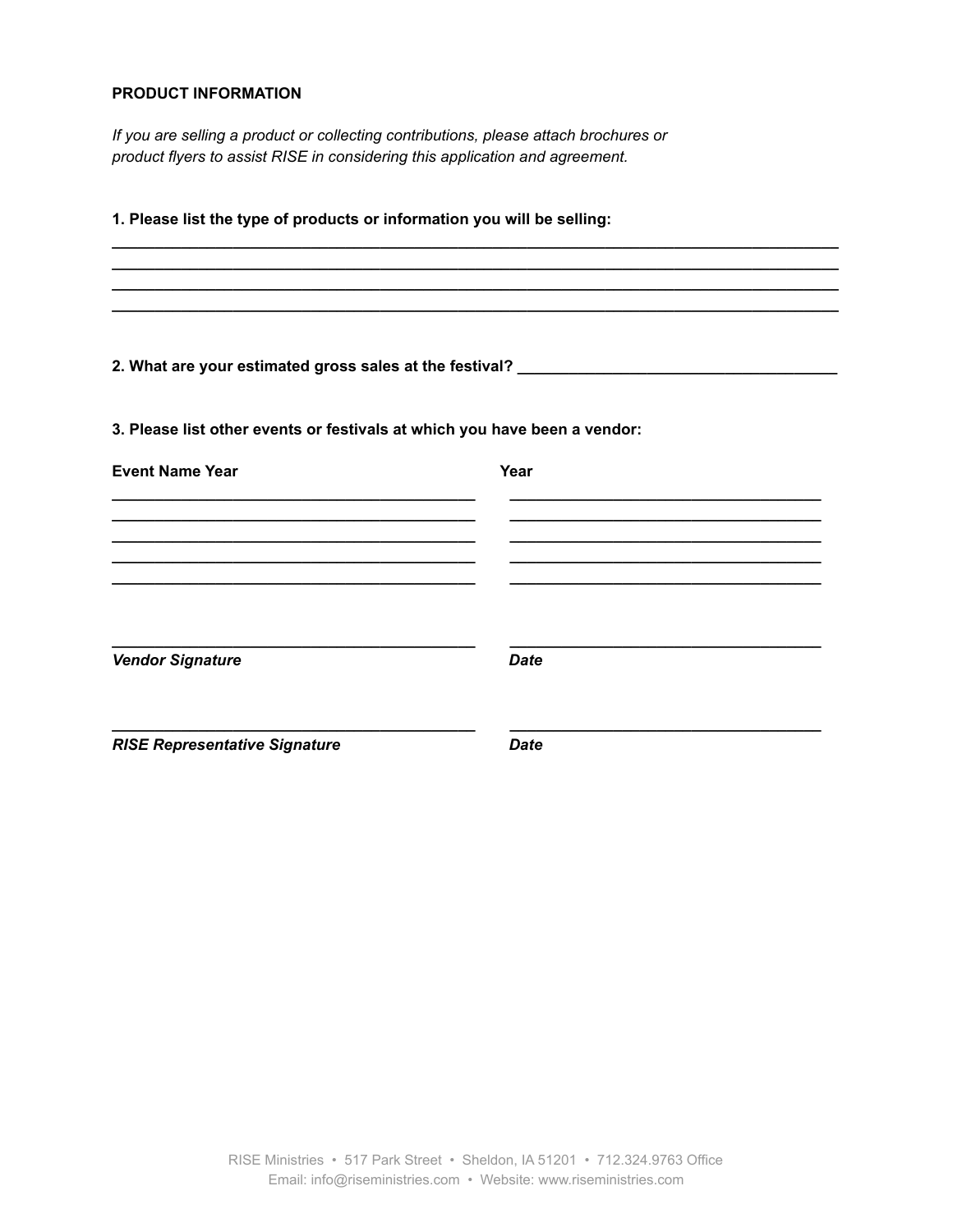**PRODUCT INFORMATION**

*If you are selling a product or collecting contributions, please attach brochures or product flyers to assist RISE in considering this application and agreement.*

**1. Please list the type of products or information you will be selling:**

______________________________________________________________________________

______________________________________________________________________________

______________________________________________________________________________

______________________________________________________________________________

**2. What are your estimated gross sales at the festival?** ____________________________________

**3. Please list other events or festivals at which you have been a vendor:**

| Event Name Year | Year |
|---|---|
| ______________________________ | ______________________________ |
| ______________________________ | ______________________________ |
| ______________________________ | ______________________________ |
| ______________________________ | ______________________________ |
| ______________________________ | ______________________________ |

______________________________ ______________________________

***Vendor Signature*** ***Date***

______________________________ ______________________________

***RISE Representative Signature*** ***Date***

RISE Ministries • 517 Park Street • Sheldon, IA 51201 • 712.324.9763 Office
Email: info@riseministries.com • Website: www.riseministries.com